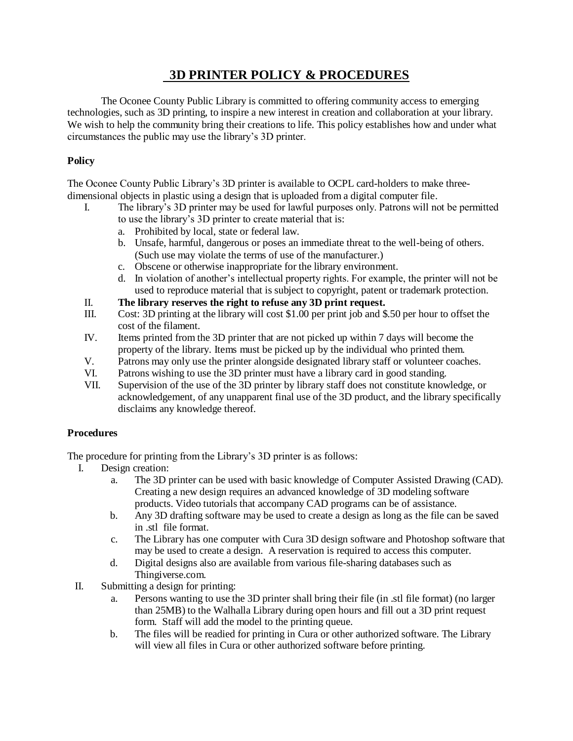# 3D PRINTER POLICY & PROCEDURES

The Oconee County Public Library is committed to offering community access to emerging technologies, such as 3D printing, to inspire a new interest in creation and collaboration at your library. We wish to help the community bring their creations to life. This policy establishes how and under what circumstances the public may use the library's 3D printer.

**Policy**

The Oconee County Public Library's 3D printer is available to OCPL card-holders to make three-dimensional objects in plastic using a design that is uploaded from a digital computer file.

I. The library's 3D printer may be used for lawful purposes only. Patrons will not be permitted to use the library's 3D printer to create material that is:
   a. Prohibited by local, state or federal law.
   b. Unsafe, harmful, dangerous or poses an immediate threat to the well-being of others. (Such use may violate the terms of use of the manufacturer.)
   c. Obscene or otherwise inappropriate for the library environment.
   d. In violation of another's intellectual property rights. For example, the printer will not be used to reproduce material that is subject to copyright, patent or trademark protection.

II. **The library reserves the right to refuse any 3D print request.**

III. Cost: 3D printing at the library will cost $1.00 per print job and $.50 per hour to offset the cost of the filament.

IV. Items printed from the 3D printer that are not picked up within 7 days will become the property of the library. Items must be picked up by the individual who printed them.

V. Patrons may only use the printer alongside designated library staff or volunteer coaches.

VI. Patrons wishing to use the 3D printer must have a library card in good standing.

VII. Supervision of the use of the 3D printer by library staff does not constitute knowledge, or acknowledgement, of any unapparent final use of the 3D product, and the library specifically disclaims any knowledge thereof.

**Procedures**

The procedure for printing from the Library's 3D printer is as follows:

I. Design creation:
   a. The 3D printer can be used with basic knowledge of Computer Assisted Drawing (CAD). Creating a new design requires an advanced knowledge of 3D modeling software products. Video tutorials that accompany CAD programs can be of assistance.
   b. Any 3D drafting software may be used to create a design as long as the file can be saved in .stl file format.
   c. The Library has one computer with Cura 3D design software and Photoshop software that may be used to create a design. A reservation is required to access this computer.
   d. Digital designs also are available from various file-sharing databases such as Thingiverse.com.

II. Submitting a design for printing:
   a. Persons wanting to use the 3D printer shall bring their file (in .stl file format) (no larger than 25MB) to the Walhalla Library during open hours and fill out a 3D print request form. Staff will add the model to the printing queue.
   b. The files will be readied for printing in Cura or other authorized software. The Library will view all files in Cura or other authorized software before printing.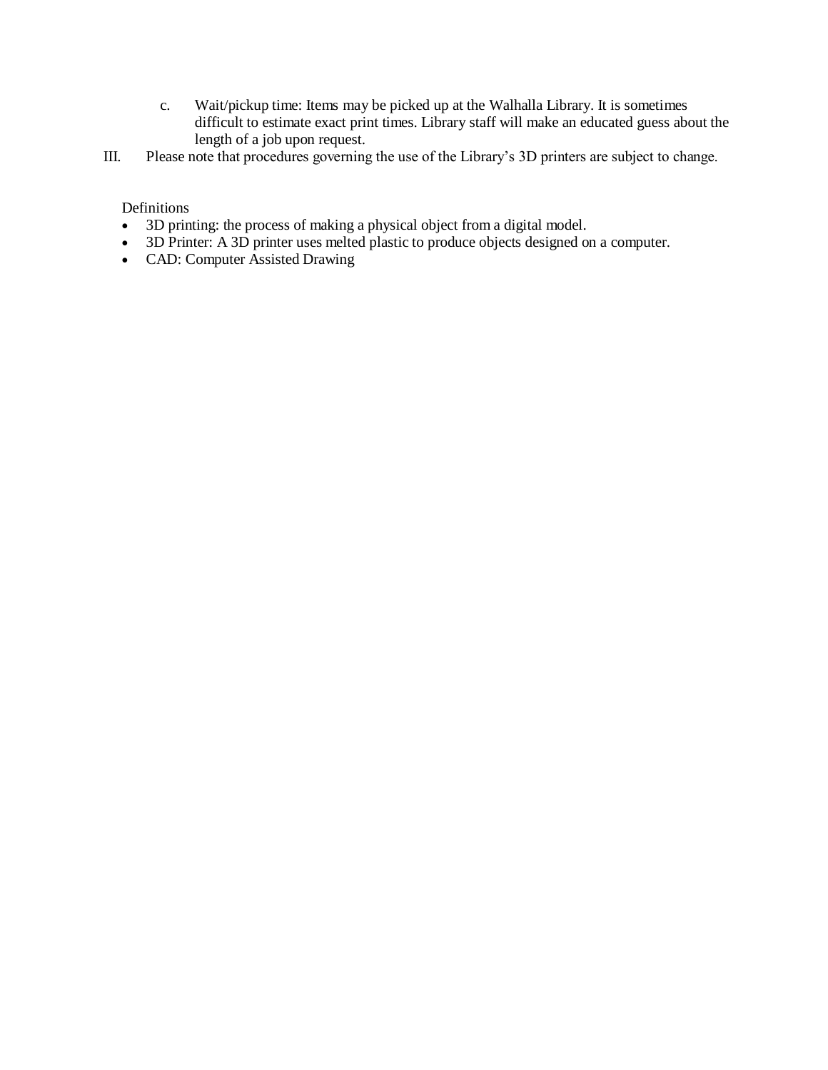c. Wait/pickup time: Items may be picked up at the Walhalla Library. It is sometimes difficult to estimate exact print times. Library staff will make an educated guess about the length of a job upon request.

III. Please note that procedures governing the use of the Library's 3D printers are subject to change.

Definitions

- 3D printing: the process of making a physical object from a digital model.
- 3D Printer: A 3D printer uses melted plastic to produce objects designed on a computer.
- CAD: Computer Assisted Drawing